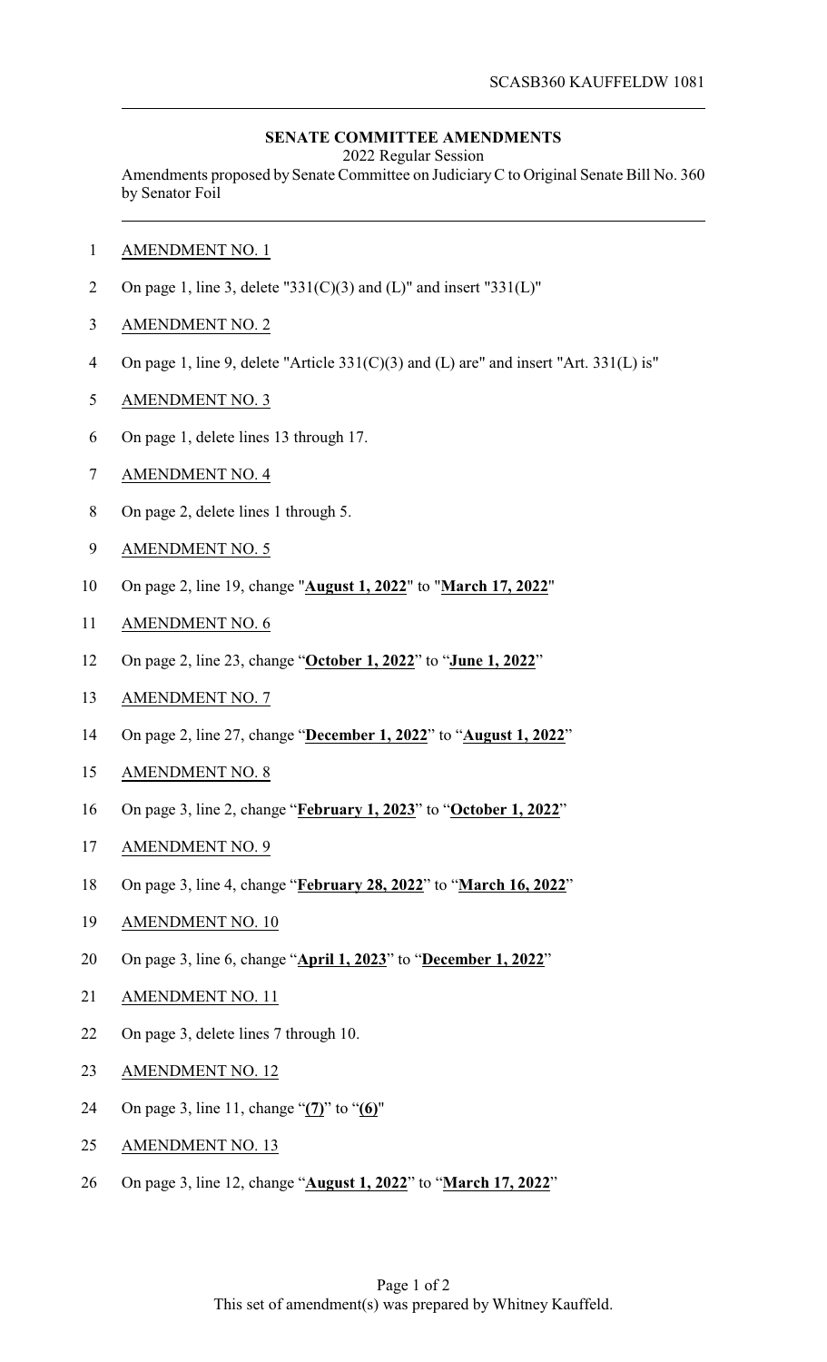SCASB360 KAUFFELDW 1081

**SENATE COMMITTEE AMENDMENTS**

2022 Regular Session

Amendments proposed by Senate Committee on Judiciary C to Original Senate Bill No. 360 by Senator Foil

1 AMENDMENT NO. 1

2 On page 1, line 3, delete "331(C)(3) and (L)" and insert "331(L)"

3 AMENDMENT NO. 2

4 On page 1, line 9, delete "Article 331(C)(3) and (L) are" and insert "Art. 331(L) is"

5 AMENDMENT NO. 3

6 On page 1, delete lines 13 through 17.

7 AMENDMENT NO. 4

8 On page 2, delete lines 1 through 5.

9 AMENDMENT NO. 5

10 On page 2, line 19, change "**August 1, 2022**" to "**March 17, 2022**"

11 AMENDMENT NO. 6

12 On page 2, line 23, change "**October 1, 2022**" to "**June 1, 2022**"

13 AMENDMENT NO. 7

14 On page 2, line 27, change "**December 1, 2022**" to "**August 1, 2022**"

15 AMENDMENT NO. 8

16 On page 3, line 2, change "**February 1, 2023**" to "**October 1, 2022**"

17 AMENDMENT NO. 9

18 On page 3, line 4, change "**February 28, 2022**" to "**March 16, 2022**"

19 AMENDMENT NO. 10

20 On page 3, line 6, change "**April 1, 2023**" to "**December 1, 2022**"

21 AMENDMENT NO. 11

22 On page 3, delete lines 7 through 10.

23 AMENDMENT NO. 12

24 On page 3, line 11, change "**(7)**" to "**(6)**"

25 AMENDMENT NO. 13

26 On page 3, line 12, change "**August 1, 2022**" to "**March 17, 2022**"

This set of amendment(s) was prepared by Whitney Kauffeld.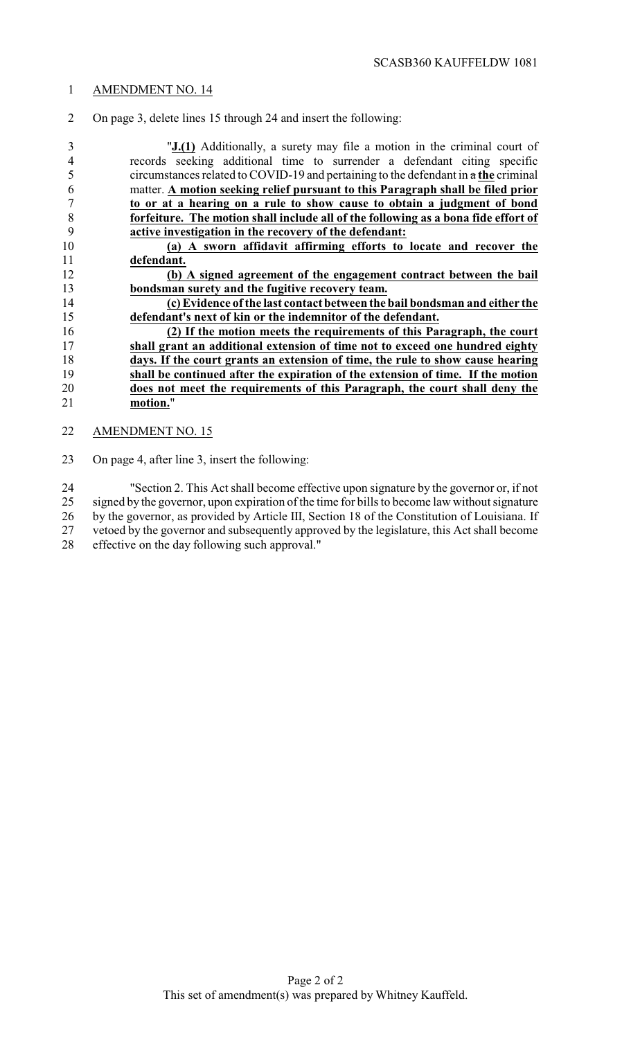AMENDMENT NO. 14

On page 3, delete lines 15 through 24 and insert the following:

"**J.(1)** Additionally, a surety may file a motion in the criminal court of records seeking additional time to surrender a defendant citing specific circumstances related to COVID-19 and pertaining to the defendant in ~~a~~ **the** criminal matter. **A motion seeking relief pursuant to this Paragraph shall be filed prior to or at a hearing on a rule to show cause to obtain a judgment of bond forfeiture. The motion shall include all of the following as a bona fide effort of active investigation in the recovery of the defendant:**

**(a) A sworn affidavit affirming efforts to locate and recover the defendant.**

**(b) A signed agreement of the engagement contract between the bail bondsman surety and the fugitive recovery team.**

**(c) Evidence of the last contact between the bail bondsman and either the defendant's next of kin or the indemnitor of the defendant.**

**(2) If the motion meets the requirements of this Paragraph, the court shall grant an additional extension of time not to exceed one hundred eighty days. If the court grants an extension of time, the rule to show cause hearing shall be continued after the expiration of the extension of time. If the motion does not meet the requirements of this Paragraph, the court shall deny the motion.**"

AMENDMENT NO. 15

On page 4, after line 3, insert the following:

"Section 2. This Act shall become effective upon signature by the governor or, if not signed by the governor, upon expiration of the time for bills to become law without signature by the governor, as provided by Article III, Section 18 of the Constitution of Louisiana. If vetoed by the governor and subsequently approved by the legislature, this Act shall become effective on the day following such approval."

This set of amendment(s) was prepared by Whitney Kauffeld.